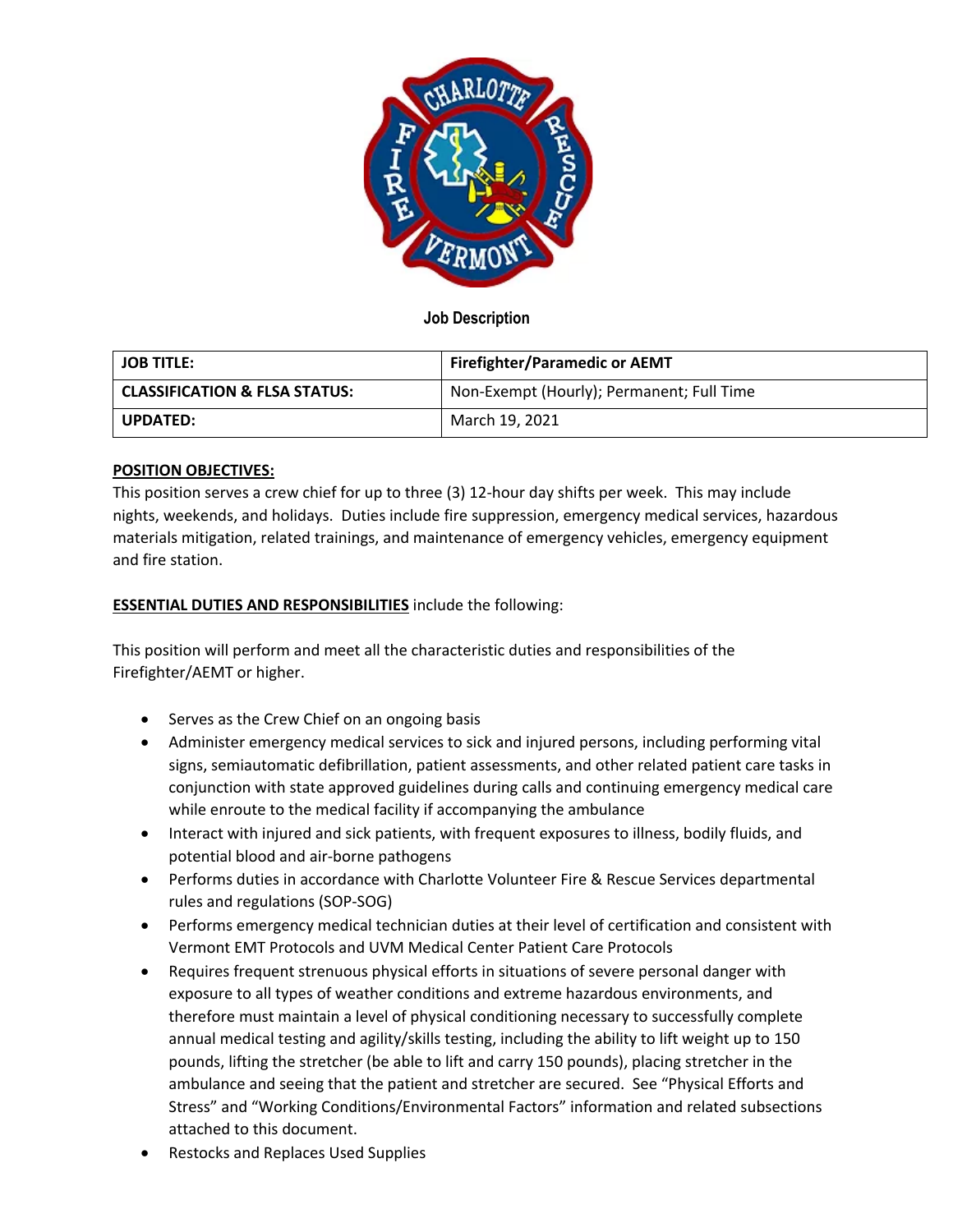**Job Description**

| JOB TITLE: | Firefighter/Paramedic or AEMT |
| --- | --- |
| CLASSIFICATION & FLSA STATUS: | Non-Exempt (Hourly); Permanent; Full Time |
| UPDATED: | March 19, 2021 |

**POSITION OBJECTIVES:**

This position serves a crew chief for up to three (3) 12-hour day shifts per week. This may include nights, weekends, and holidays. Duties include fire suppression, emergency medical services, hazardous materials mitigation, related trainings, and maintenance of emergency vehicles, emergency equipment and fire station.

**ESSENTIAL DUTIES AND RESPONSIBILITIES** include the following:

This position will perform and meet all the characteristic duties and responsibilities of the Firefighter/AEMT or higher.

- Serves as the Crew Chief on an ongoing basis
- Administer emergency medical services to sick and injured persons, including performing vital signs, semiautomatic defibrillation, patient assessments, and other related patient care tasks in conjunction with state approved guidelines during calls and continuing emergency medical care while enroute to the medical facility if accompanying the ambulance
- Interact with injured and sick patients, with frequent exposures to illness, bodily fluids, and potential blood and air-borne pathogens
- Performs duties in accordance with Charlotte Volunteer Fire & Rescue Services departmental rules and regulations (SOP-SOG)
- Performs emergency medical technician duties at their level of certification and consistent with Vermont EMT Protocols and UVM Medical Center Patient Care Protocols
- Requires frequent strenuous physical efforts in situations of severe personal danger with exposure to all types of weather conditions and extreme hazardous environments, and therefore must maintain a level of physical conditioning necessary to successfully complete annual medical testing and agility/skills testing, including the ability to lift weight up to 150 pounds, lifting the stretcher (be able to lift and carry 150 pounds), placing stretcher in the ambulance and seeing that the patient and stretcher are secured. See "Physical Efforts and Stress" and "Working Conditions/Environmental Factors" information and related subsections attached to this document.
- Restocks and Replaces Used Supplies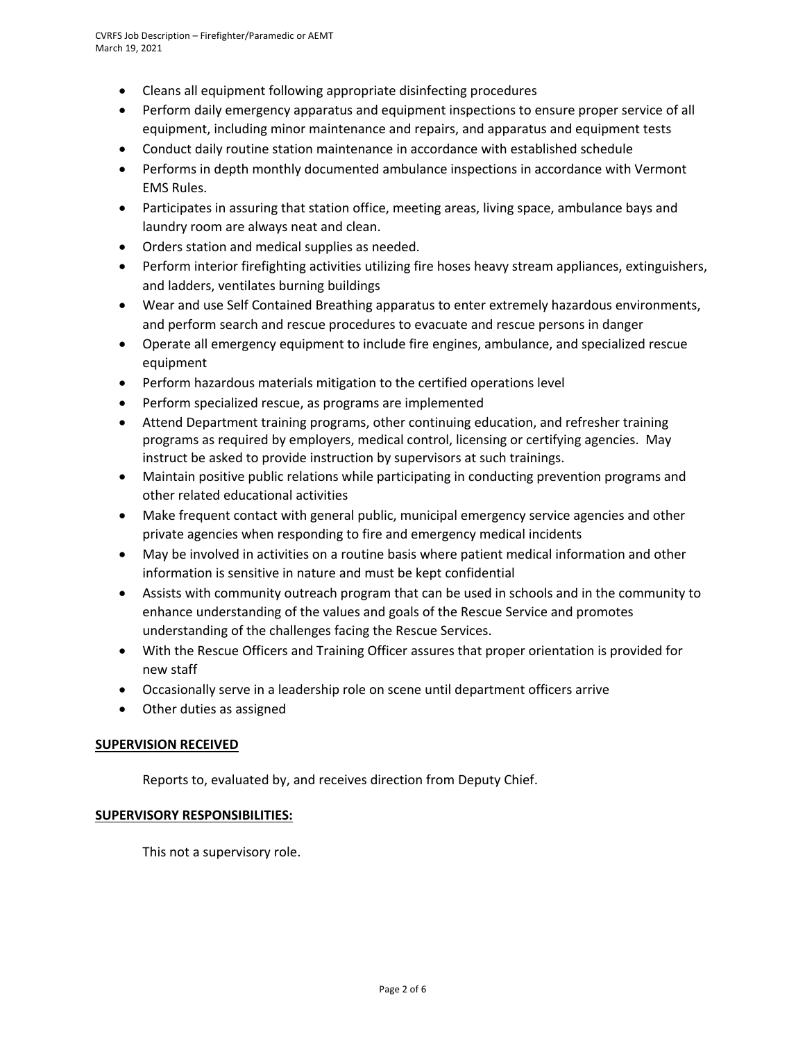- Cleans all equipment following appropriate disinfecting procedures
- Perform daily emergency apparatus and equipment inspections to ensure proper service of all equipment, including minor maintenance and repairs, and apparatus and equipment tests
- Conduct daily routine station maintenance in accordance with established schedule
- Performs in depth monthly documented ambulance inspections in accordance with Vermont EMS Rules.
- Participates in assuring that station office, meeting areas, living space, ambulance bays and laundry room are always neat and clean.
- Orders station and medical supplies as needed.
- Perform interior firefighting activities utilizing fire hoses heavy stream appliances, extinguishers, and ladders, ventilates burning buildings
- Wear and use Self Contained Breathing apparatus to enter extremely hazardous environments, and perform search and rescue procedures to evacuate and rescue persons in danger
- Operate all emergency equipment to include fire engines, ambulance, and specialized rescue equipment
- Perform hazardous materials mitigation to the certified operations level
- Perform specialized rescue, as programs are implemented
- Attend Department training programs, other continuing education, and refresher training programs as required by employers, medical control, licensing or certifying agencies. May instruct be asked to provide instruction by supervisors at such trainings.
- Maintain positive public relations while participating in conducting prevention programs and other related educational activities
- Make frequent contact with general public, municipal emergency service agencies and other private agencies when responding to fire and emergency medical incidents
- May be involved in activities on a routine basis where patient medical information and other information is sensitive in nature and must be kept confidential
- Assists with community outreach program that can be used in schools and in the community to enhance understanding of the values and goals of the Rescue Service and promotes understanding of the challenges facing the Rescue Services.
- With the Rescue Officers and Training Officer assures that proper orientation is provided for new staff
- Occasionally serve in a leadership role on scene until department officers arrive
- Other duties as assigned

## SUPERVISION RECEIVED

Reports to, evaluated by, and receives direction from Deputy Chief.

## SUPERVISORY RESPONSIBILITIES:

This not a supervisory role.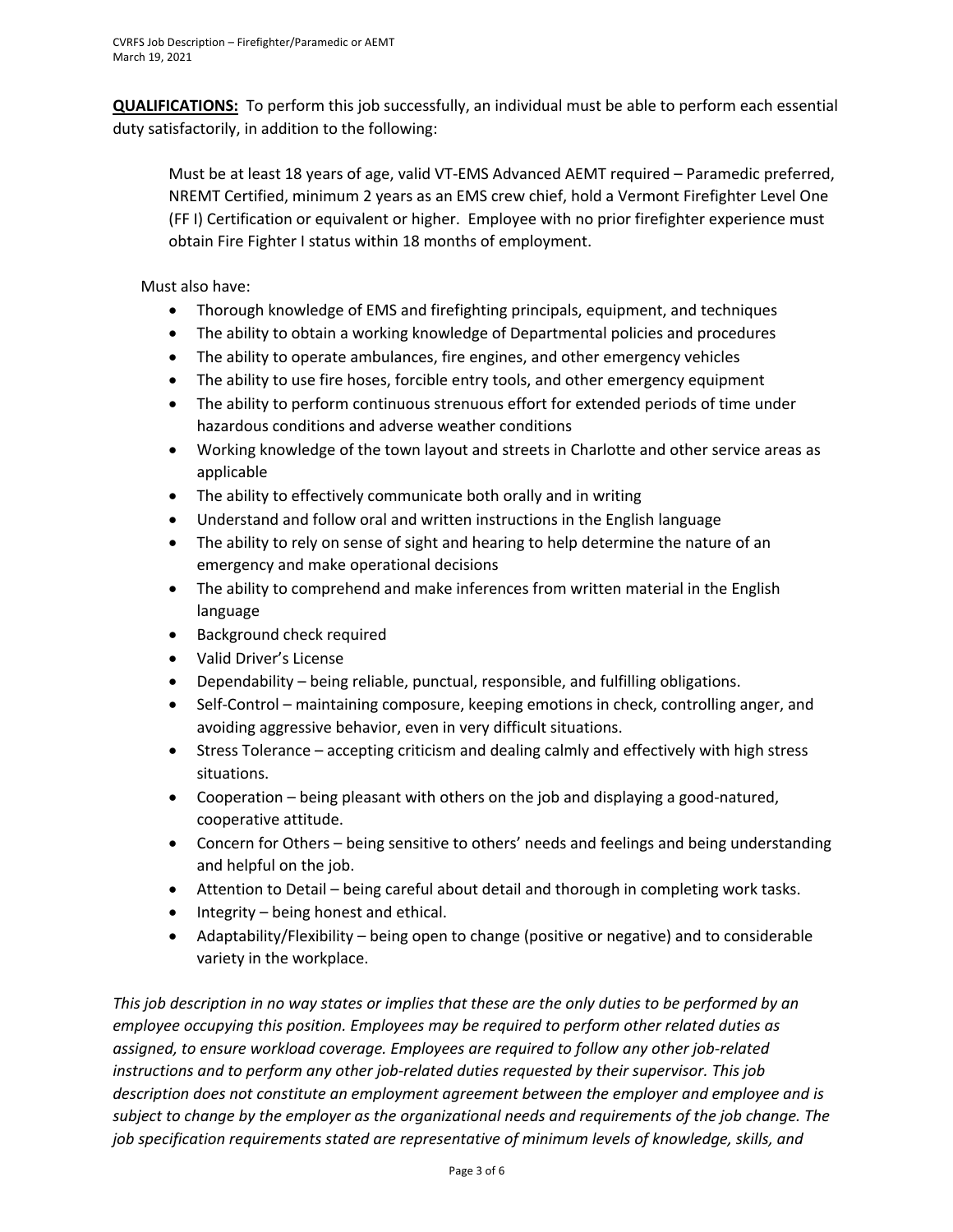**QUALIFICATIONS:** To perform this job successfully, an individual must be able to perform each essential duty satisfactorily, in addition to the following:

> Must be at least 18 years of age, valid VT-EMS Advanced AEMT required – Paramedic preferred, NREMT Certified, minimum 2 years as an EMS crew chief, hold a Vermont Firefighter Level One (FF I) Certification or equivalent or higher. Employee with no prior firefighter experience must obtain Fire Fighter I status within 18 months of employment.

Must also have:

- Thorough knowledge of EMS and firefighting principals, equipment, and techniques
- The ability to obtain a working knowledge of Departmental policies and procedures
- The ability to operate ambulances, fire engines, and other emergency vehicles
- The ability to use fire hoses, forcible entry tools, and other emergency equipment
- The ability to perform continuous strenuous effort for extended periods of time under hazardous conditions and adverse weather conditions
- Working knowledge of the town layout and streets in Charlotte and other service areas as applicable
- The ability to effectively communicate both orally and in writing
- Understand and follow oral and written instructions in the English language
- The ability to rely on sense of sight and hearing to help determine the nature of an emergency and make operational decisions
- The ability to comprehend and make inferences from written material in the English language
- Background check required
- Valid Driver's License
- Dependability – being reliable, punctual, responsible, and fulfilling obligations.
- Self-Control – maintaining composure, keeping emotions in check, controlling anger, and avoiding aggressive behavior, even in very difficult situations.
- Stress Tolerance – accepting criticism and dealing calmly and effectively with high stress situations.
- Cooperation – being pleasant with others on the job and displaying a good-natured, cooperative attitude.
- Concern for Others – being sensitive to others' needs and feelings and being understanding and helpful on the job.
- Attention to Detail – being careful about detail and thorough in completing work tasks.
- Integrity – being honest and ethical.
- Adaptability/Flexibility – being open to change (positive or negative) and to considerable variety in the workplace.

*This job description in no way states or implies that these are the only duties to be performed by an employee occupying this position. Employees may be required to perform other related duties as assigned, to ensure workload coverage. Employees are required to follow any other job-related instructions and to perform any other job-related duties requested by their supervisor. This job description does not constitute an employment agreement between the employer and employee and is subject to change by the employer as the organizational needs and requirements of the job change. The job specification requirements stated are representative of minimum levels of knowledge, skills, and*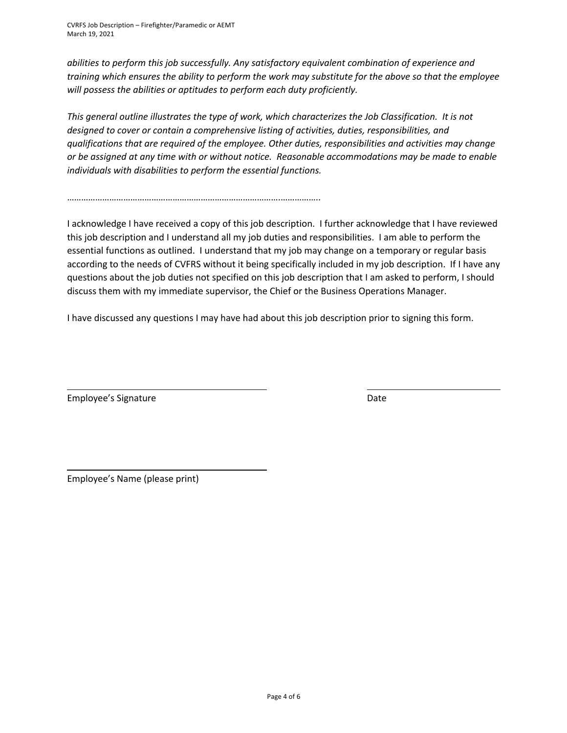*abilities to perform this job successfully. Any satisfactory equivalent combination of experience and training which ensures the ability to perform the work may substitute for the above so that the employee will possess the abilities or aptitudes to perform each duty proficiently.*

*This general outline illustrates the type of work, which characterizes the Job Classification. It is not designed to cover or contain a comprehensive listing of activities, duties, responsibilities, and qualifications that are required of the employee. Other duties, responsibilities and activities may change or be assigned at any time with or without notice. Reasonable accommodations may be made to enable individuals with disabilities to perform the essential functions.*

…………………………………………………………………………………………..

I acknowledge I have received a copy of this job description. I further acknowledge that I have reviewed this job description and I understand all my job duties and responsibilities. I am able to perform the essential functions as outlined. I understand that my job may change on a temporary or regular basis according to the needs of CVFRS without it being specifically included in my job description. If I have any questions about the job duties not specified on this job description that I am asked to perform, I should discuss them with my immediate supervisor, the Chief or the Business Operations Manager.

I have discussed any questions I may have had about this job description prior to signing this form.

_______________________________ _______________________

Employee's Signature Date

_______________________________

Employee's Name (please print)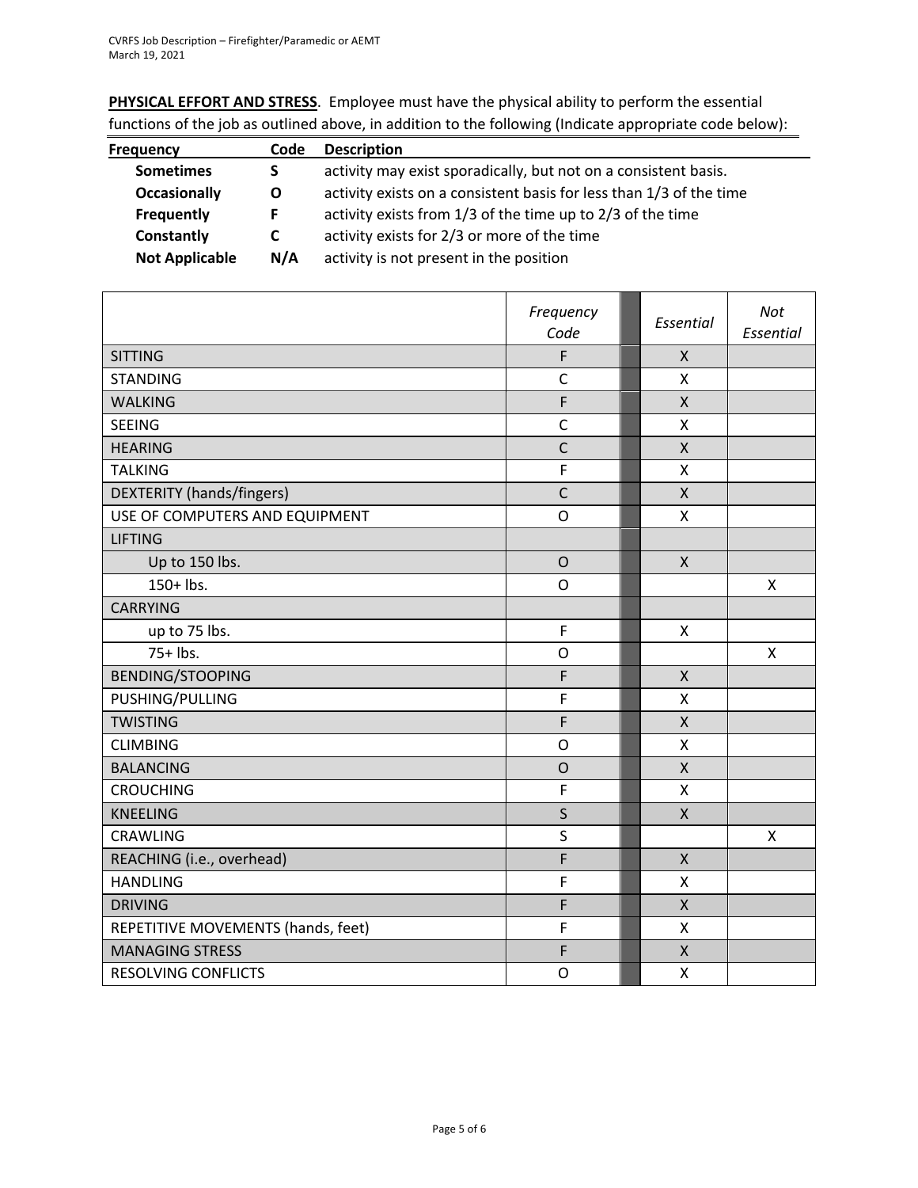**PHYSICAL EFFORT AND STRESS**. Employee must have the physical ability to perform the essential functions of the job as outlined above, in addition to the following (Indicate appropriate code below):

| Frequency | Code | Description |
|---|---|---|
| **Sometimes** | **S** | activity may exist sporadically, but not on a consistent basis. |
| **Occasionally** | **O** | activity exists on a consistent basis for less than 1/3 of the time |
| **Frequently** | **F** | activity exists from 1/3 of the time up to 2/3 of the time |
| **Constantly** | **C** | activity exists for 2/3 or more of the time |
| **Not Applicable** | **N/A** | activity is not present in the position |

| | *Frequency Code* | | *Essential* | *Not Essential* |
|---|---|---|---|---|
| SITTING | F | | X | |
| STANDING | C | | X | |
| WALKING | F | | X | |
| SEEING | C | | X | |
| HEARING | C | | X | |
| TALKING | F | | X | |
| DEXTERITY (hands/fingers) | C | | X | |
| USE OF COMPUTERS AND EQUIPMENT | O | | X | |
| LIFTING | | | | |
| Up to 150 lbs. | O | | X | |
| 150+ lbs. | O | | | X |
| CARRYING | | | | |
| up to 75 lbs. | F | | X | |
| 75+ lbs. | O | | | X |
| BENDING/STOOPING | F | | X | |
| PUSHING/PULLING | F | | X | |
| TWISTING | F | | X | |
| CLIMBING | O | | X | |
| BALANCING | O | | X | |
| CROUCHING | F | | X | |
| KNEELING | S | | X | |
| CRAWLING | S | | | X |
| REACHING (i.e., overhead) | F | | X | |
| HANDLING | F | | X | |
| DRIVING | F | | X | |
| REPETITIVE MOVEMENTS (hands, feet) | F | | X | |
| MANAGING STRESS | F | | X | |
| RESOLVING CONFLICTS | O | | X | |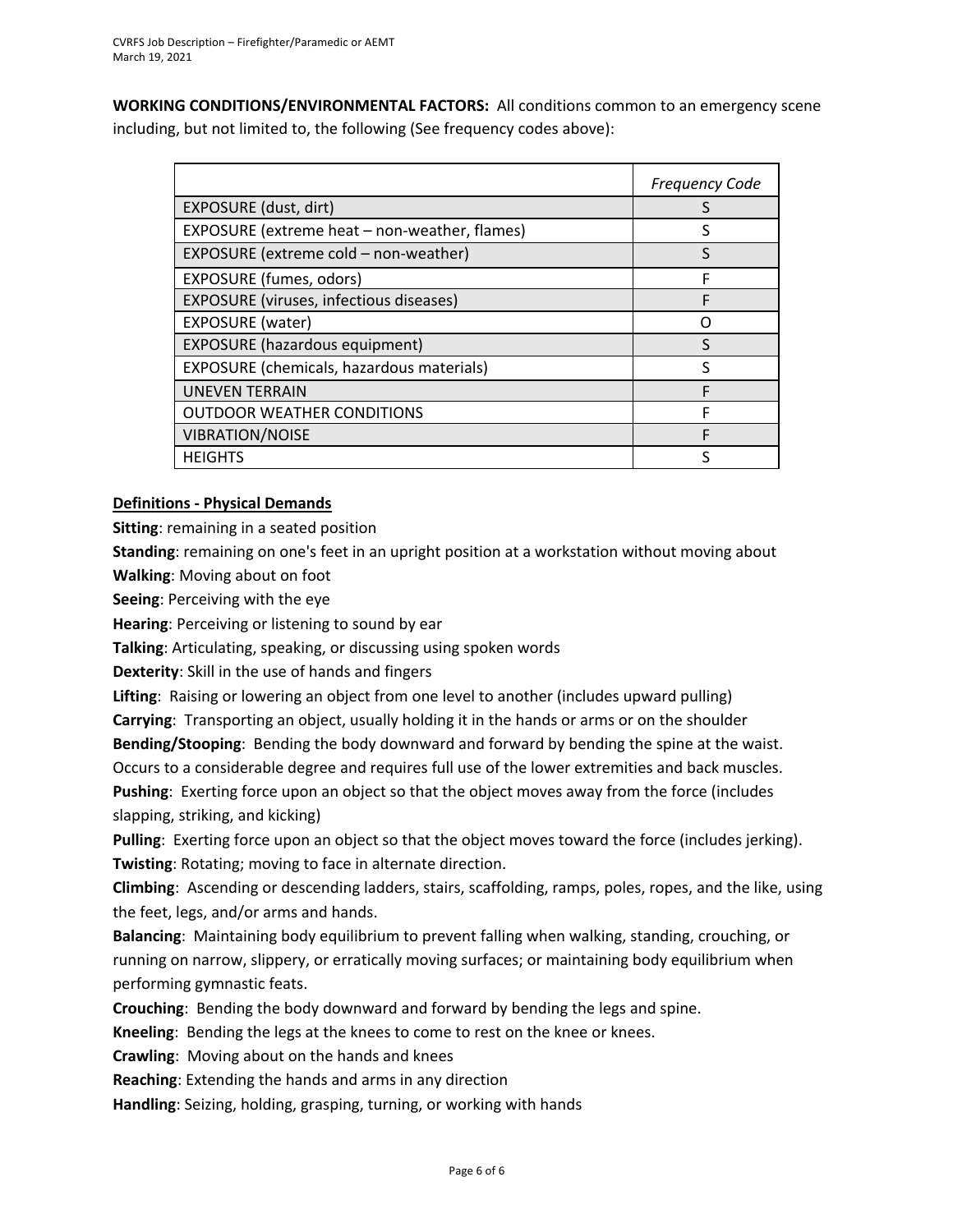**WORKING CONDITIONS/ENVIRONMENTAL FACTORS:** All conditions common to an emergency scene including, but not limited to, the following (See frequency codes above):

| | *Frequency Code* |
|---|---|
| EXPOSURE (dust, dirt) | S |
| EXPOSURE (extreme heat – non-weather, flames) | S |
| EXPOSURE (extreme cold – non-weather) | S |
| EXPOSURE (fumes, odors) | F |
| EXPOSURE (viruses, infectious diseases) | F |
| EXPOSURE (water) | O |
| EXPOSURE (hazardous equipment) | S |
| EXPOSURE (chemicals, hazardous materials) | S |
| UNEVEN TERRAIN | F |
| OUTDOOR WEATHER CONDITIONS | F |
| VIBRATION/NOISE | F |
| HEIGHTS | S |

**Definitions - Physical Demands**

**Sitting**: remaining in a seated position

**Standing**: remaining on one's feet in an upright position at a workstation without moving about

**Walking**: Moving about on foot

**Seeing**: Perceiving with the eye

**Hearing**: Perceiving or listening to sound by ear

**Talking**: Articulating, speaking, or discussing using spoken words

**Dexterity**: Skill in the use of hands and fingers

**Lifting**: Raising or lowering an object from one level to another (includes upward pulling)

**Carrying**: Transporting an object, usually holding it in the hands or arms or on the shoulder

**Bending/Stooping**: Bending the body downward and forward by bending the spine at the waist. Occurs to a considerable degree and requires full use of the lower extremities and back muscles.

**Pushing**: Exerting force upon an object so that the object moves away from the force (includes slapping, striking, and kicking)

**Pulling**: Exerting force upon an object so that the object moves toward the force (includes jerking).

**Twisting**: Rotating; moving to face in alternate direction.

**Climbing**: Ascending or descending ladders, stairs, scaffolding, ramps, poles, ropes, and the like, using the feet, legs, and/or arms and hands.

**Balancing**: Maintaining body equilibrium to prevent falling when walking, standing, crouching, or running on narrow, slippery, or erratically moving surfaces; or maintaining body equilibrium when performing gymnastic feats.

**Crouching**: Bending the body downward and forward by bending the legs and spine.

**Kneeling**: Bending the legs at the knees to come to rest on the knee or knees.

**Crawling**: Moving about on the hands and knees

**Reaching**: Extending the hands and arms in any direction

**Handling**: Seizing, holding, grasping, turning, or working with hands